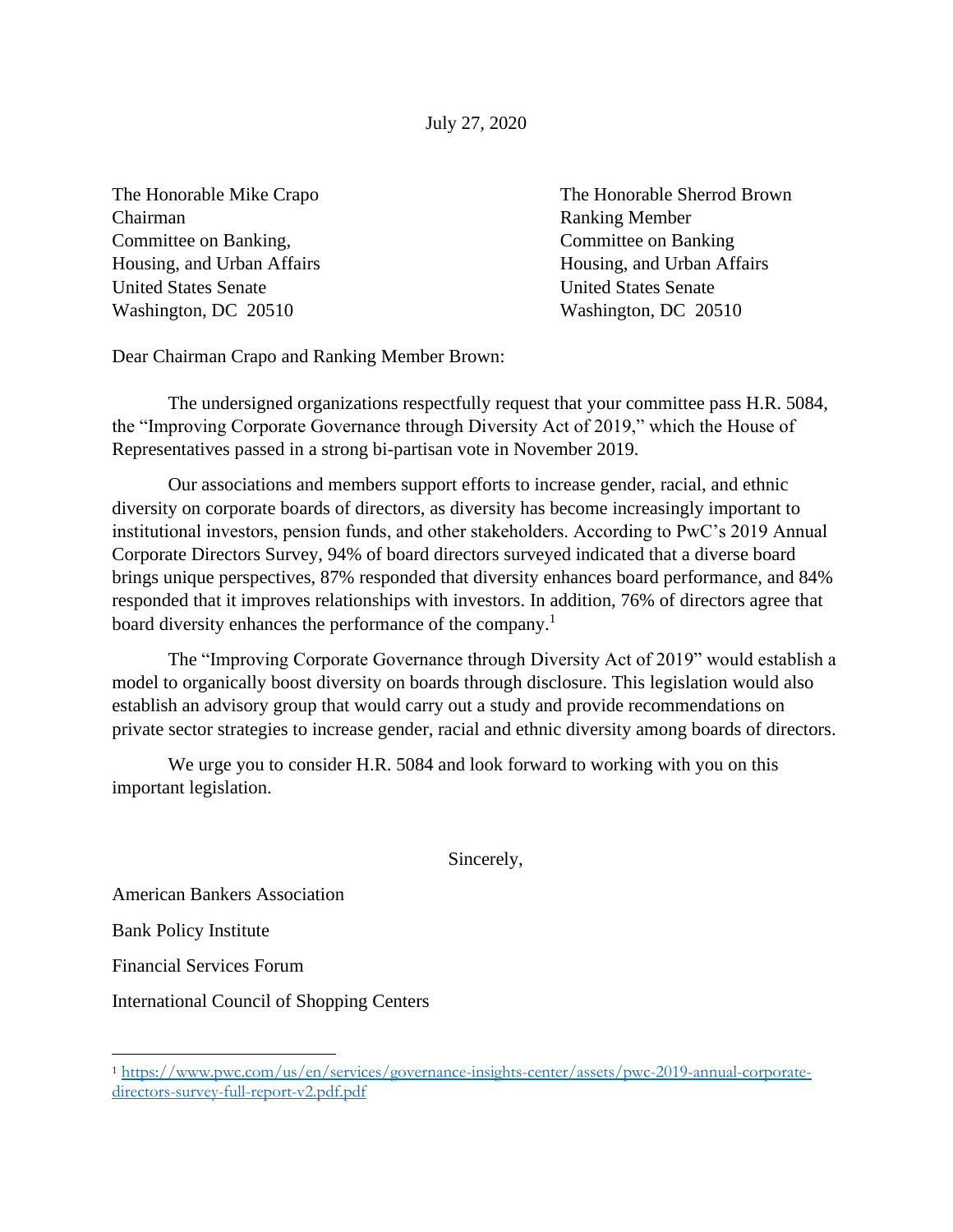July 27, 2020

The Honorable Mike Crapo
Chairman
Committee on Banking,
Housing, and Urban Affairs
United States Senate
Washington, DC 20510

The Honorable Sherrod Brown
Ranking Member
Committee on Banking
Housing, and Urban Affairs
United States Senate
Washington, DC 20510

Dear Chairman Crapo and Ranking Member Brown:

The undersigned organizations respectfully request that your committee pass H.R. 5084, the "Improving Corporate Governance through Diversity Act of 2019," which the House of Representatives passed in a strong bi-partisan vote in November 2019.

Our associations and members support efforts to increase gender, racial, and ethnic diversity on corporate boards of directors, as diversity has become increasingly important to institutional investors, pension funds, and other stakeholders. According to PwC's 2019 Annual Corporate Directors Survey, 94% of board directors surveyed indicated that a diverse board brings unique perspectives, 87% responded that diversity enhances board performance, and 84% responded that it improves relationships with investors. In addition, 76% of directors agree that board diversity enhances the performance of the company.[1]

The "Improving Corporate Governance through Diversity Act of 2019" would establish a model to organically boost diversity on boards through disclosure. This legislation would also establish an advisory group that would carry out a study and provide recommendations on private sector strategies to increase gender, racial and ethnic diversity among boards of directors.

We urge you to consider H.R. 5084 and look forward to working with you on this important legislation.

Sincerely,

American Bankers Association

Bank Policy Institute

Financial Services Forum

International Council of Shopping Centers

---

[1] https://www.pwc.com/us/en/services/governance-insights-center/assets/pwc-2019-annual-corporate-directors-survey-full-report-v2.pdf.pdf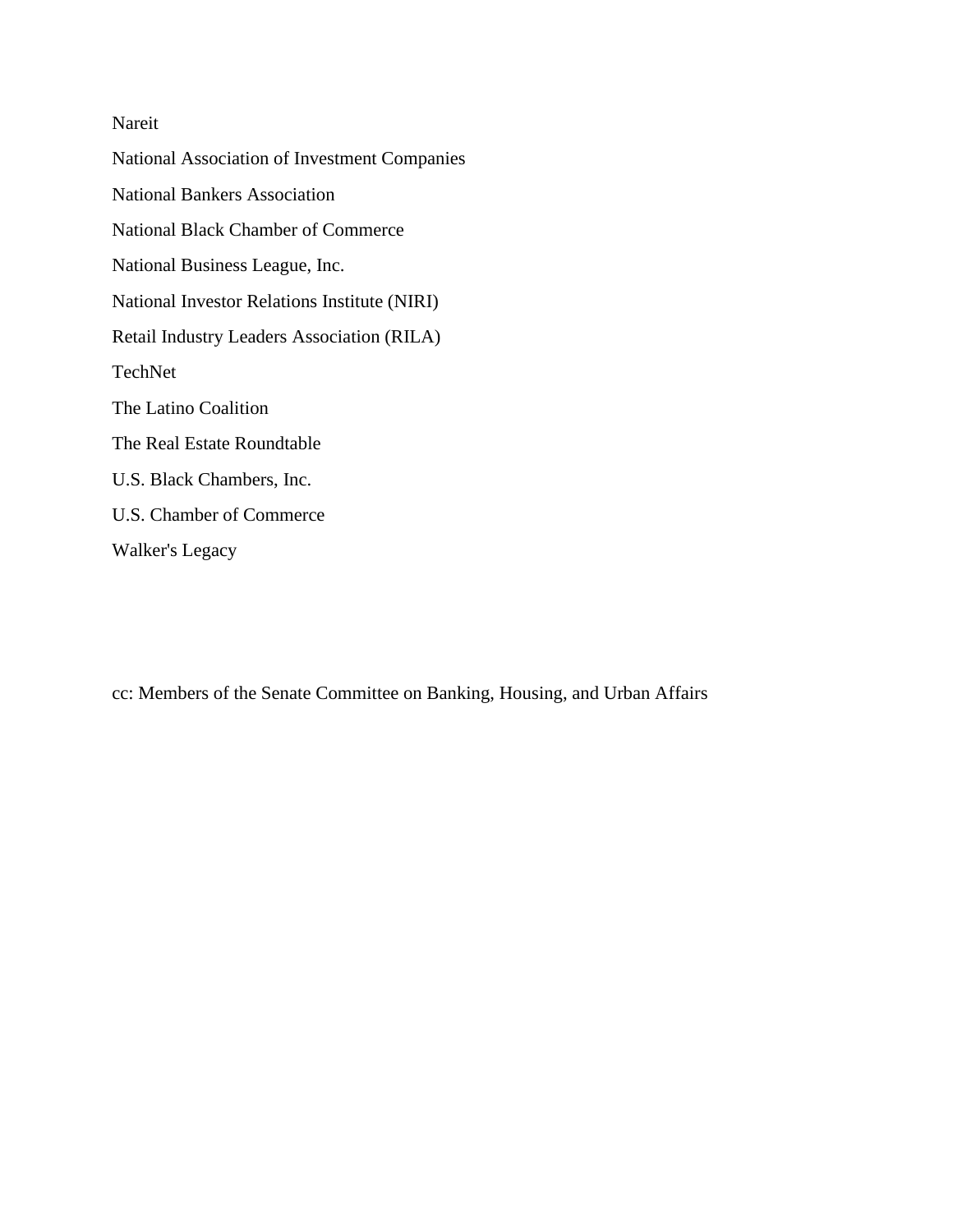Nareit

National Association of Investment Companies

National Bankers Association

National Black Chamber of Commerce

National Business League, Inc.

National Investor Relations Institute (NIRI)

Retail Industry Leaders Association (RILA)

TechNet

The Latino Coalition

The Real Estate Roundtable

U.S. Black Chambers, Inc.

U.S. Chamber of Commerce

Walker's Legacy

cc: Members of the Senate Committee on Banking, Housing, and Urban Affairs